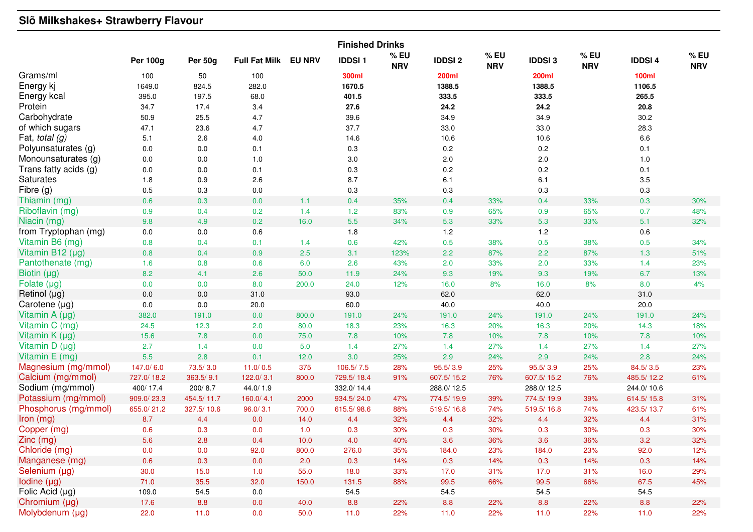# Slõ Milkshakes+ Strawberry Flavour

| | Per 100g | Per 50g | Full Fat Milk | EU NRV | Finished Drinks | | | | | | | |
|---|---|---|---|---|---|---|---|---|---|---|---|---|
| | | | | | IDDSI 1 | % EU NRV | IDDSI 2 | % EU NRV | IDDSI 3 | % EU NRV | IDDSI 4 | % EU NRV |
| Grams/ml | 100 | 50 | 100 | | **300ml** | | **200ml** | | **200ml** | | **100ml** | |
| Energy kj | 1649.0 | 824.5 | 282.0 | | **1670.5** | | **1388.5** | | **1388.5** | | **1106.5** | |
| Energy kcal | 395.0 | 197.5 | 68.0 | | **401.5** | | **333.5** | | **333.5** | | **265.5** | |
| Protein | 34.7 | 17.4 | 3.4 | | **27.6** | | **24.2** | | **24.2** | | **20.8** | |
| Carbohydrate | 50.9 | 25.5 | 4.7 | | 39.6 | | 34.9 | | 34.9 | | 30.2 | |
| of which sugars | 47.1 | 23.6 | 4.7 | | 37.7 | | 33.0 | | 33.0 | | 28.3 | |
| Fat, *total (g)* | 5.1 | 2.6 | 4.0 | | 14.6 | | 10.6 | | 10.6 | | 6.6 | |
| Polyunsaturates (g) | 0.0 | 0.0 | 0.1 | | 0.3 | | 0.2 | | 0.2 | | 0.1 | |
| Monounsaturates (g) | 0.0 | 0.0 | 1.0 | | 3.0 | | 2.0 | | 2.0 | | 1.0 | |
| Trans fatty acids (g) | 0.0 | 0.0 | 0.1 | | 0.3 | | 0.2 | | 0.2 | | 0.1 | |
| Saturates | 1.8 | 0.9 | 2.6 | | 8.7 | | 6.1 | | 6.1 | | 3.5 | |
| Fibre (g) | 0.5 | 0.3 | 0.0 | | 0.3 | | 0.3 | | 0.3 | | 0.3 | |
| Thiamin (mg) | 0.6 | 0.3 | 0.0 | 1.1 | 0.4 | 35% | 0.4 | 33% | 0.4 | 33% | 0.3 | 30% |
| Riboflavin (mg) | 0.9 | 0.4 | 0.2 | 1.4 | 1.2 | 83% | 0.9 | 65% | 0.9 | 65% | 0.7 | 48% |
| Niacin (mg) | 9.8 | 4.9 | 0.2 | 16.0 | 5.5 | 34% | 5.3 | 33% | 5.3 | 33% | 5.1 | 32% |
| from Tryptophan (mg) | 0.0 | 0.0 | 0.6 | | 1.8 | | 1.2 | | 1.2 | | 0.6 | |
| Vitamin B6 (mg) | 0.8 | 0.4 | 0.1 | 1.4 | 0.6 | 42% | 0.5 | 38% | 0.5 | 38% | 0.5 | 34% |
| Vitamin B12 (µg) | 0.8 | 0.4 | 0.9 | 2.5 | 3.1 | 123% | 2.2 | 87% | 2.2 | 87% | 1.3 | 51% |
| Pantothenate (mg) | 1.6 | 0.8 | 0.6 | 6.0 | 2.6 | 43% | 2.0 | 33% | 2.0 | 33% | 1.4 | 23% |
| Biotin (µg) | 8.2 | 4.1 | 2.6 | 50.0 | 11.9 | 24% | 9.3 | 19% | 9.3 | 19% | 6.7 | 13% |
| Folate (µg) | 0.0 | 0.0 | 8.0 | 200.0 | 24.0 | 12% | 16.0 | 8% | 16.0 | 8% | 8.0 | 4% |
| Retinol (µg) | 0.0 | 0.0 | 31.0 | | 93.0 | | 62.0 | | 62.0 | | 31.0 | |
| Carotene (µg) | 0.0 | 0.0 | 20.0 | | 60.0 | | 40.0 | | 40.0 | | 20.0 | |
| Vitamin A (µg) | 382.0 | 191.0 | 0.0 | 800.0 | 191.0 | 24% | 191.0 | 24% | 191.0 | 24% | 191.0 | 24% |
| Vitamin C (mg) | 24.5 | 12.3 | 2.0 | 80.0 | 18.3 | 23% | 16.3 | 20% | 16.3 | 20% | 14.3 | 18% |
| Vitamin K (µg) | 15.6 | 7.8 | 0.0 | 75.0 | 7.8 | 10% | 7.8 | 10% | 7.8 | 10% | 7.8 | 10% |
| Vitamin D (µg) | 2.7 | 1.4 | 0.0 | 5.0 | 1.4 | 27% | 1.4 | 27% | 1.4 | 27% | 1.4 | 27% |
| Vitamin E (mg) | 5.5 | 2.8 | 0.1 | 12.0 | 3.0 | 25% | 2.9 | 24% | 2.9 | 24% | 2.8 | 24% |
| Magnesium (mg/mmol) | 147.0/ 6.0 | 73.5/ 3.0 | 11.0/ 0.5 | 375 | 106.5/ 7.5 | 28% | 95.5/ 3.9 | 25% | 95.5/ 3.9 | 25% | 84.5/ 3.5 | 23% |
| Calcium (mg/mmol) | 727.0/ 18.2 | 363.5/ 9.1 | 122.0/ 3.1 | 800.0 | 729.5/ 18.4 | 91% | 607.5/ 15.2 | 76% | 607.5/ 15.2 | 76% | 485.5/ 12.2 | 61% |
| Sodium (mg/mmol) | 400/ 17.4 | 200/ 8.7 | 44.0/ 1.9 | | 332.0/ 14.4 | | 288.0/ 12.5 | | 288.0/ 12.5 | | 244.0/ 10.6 | |
| Potassium (mg/mmol) | 909.0/ 23.3 | 454.5/ 11.7 | 160.0/ 4.1 | 2000 | 934.5/ 24.0 | 47% | 774.5/ 19.9 | 39% | 774.5/ 19.9 | 39% | 614.5/ 15.8 | 31% |
| Phosphorus (mg/mmol) | 655.0/ 21.2 | 327.5/ 10.6 | 96.0/ 3.1 | 700.0 | 615.5/ 98.6 | 88% | 519.5/ 16.8 | 74% | 519.5/ 16.8 | 74% | 423.5/ 13.7 | 61% |
| Iron (mg) | 8.7 | 4.4 | 0.0 | 14.0 | 4.4 | 32% | 4.4 | 32% | 4.4 | 32% | 4.4 | 31% |
| Copper (mg) | 0.6 | 0.3 | 0.0 | 1.0 | 0.3 | 30% | 0.3 | 30% | 0.3 | 30% | 0.3 | 30% |
| Zinc (mg) | 5.6 | 2.8 | 0.4 | 10.0 | 4.0 | 40% | 3.6 | 36% | 3.6 | 36% | 3.2 | 32% |
| Chloride (mg) | 0.0 | 0.0 | 92.0 | 800.0 | 276.0 | 35% | 184.0 | 23% | 184.0 | 23% | 92.0 | 12% |
| Manganese (mg) | 0.6 | 0.3 | 0.0 | 2.0 | 0.3 | 14% | 0.3 | 14% | 0.3 | 14% | 0.3 | 14% |
| Selenium (µg) | 30.0 | 15.0 | 1.0 | 55.0 | 18.0 | 33% | 17.0 | 31% | 17.0 | 31% | 16.0 | 29% |
| Iodine (µg) | 71.0 | 35.5 | 32.0 | 150.0 | 131.5 | 88% | 99.5 | 66% | 99.5 | 66% | 67.5 | 45% |
| Folic Acid (µg) | 109.0 | 54.5 | 0.0 | | 54.5 | | 54.5 | | 54.5 | | 54.5 | |
| Chromium (µg) | 17.6 | 8.8 | 0.0 | 40.0 | 8.8 | 22% | 8.8 | 22% | 8.8 | 22% | 8.8 | 22% |
| Molybdenum (µg) | 22.0 | 11.0 | 0.0 | 50.0 | 11.0 | 22% | 11.0 | 22% | 11.0 | 22% | 11.0 | 22% |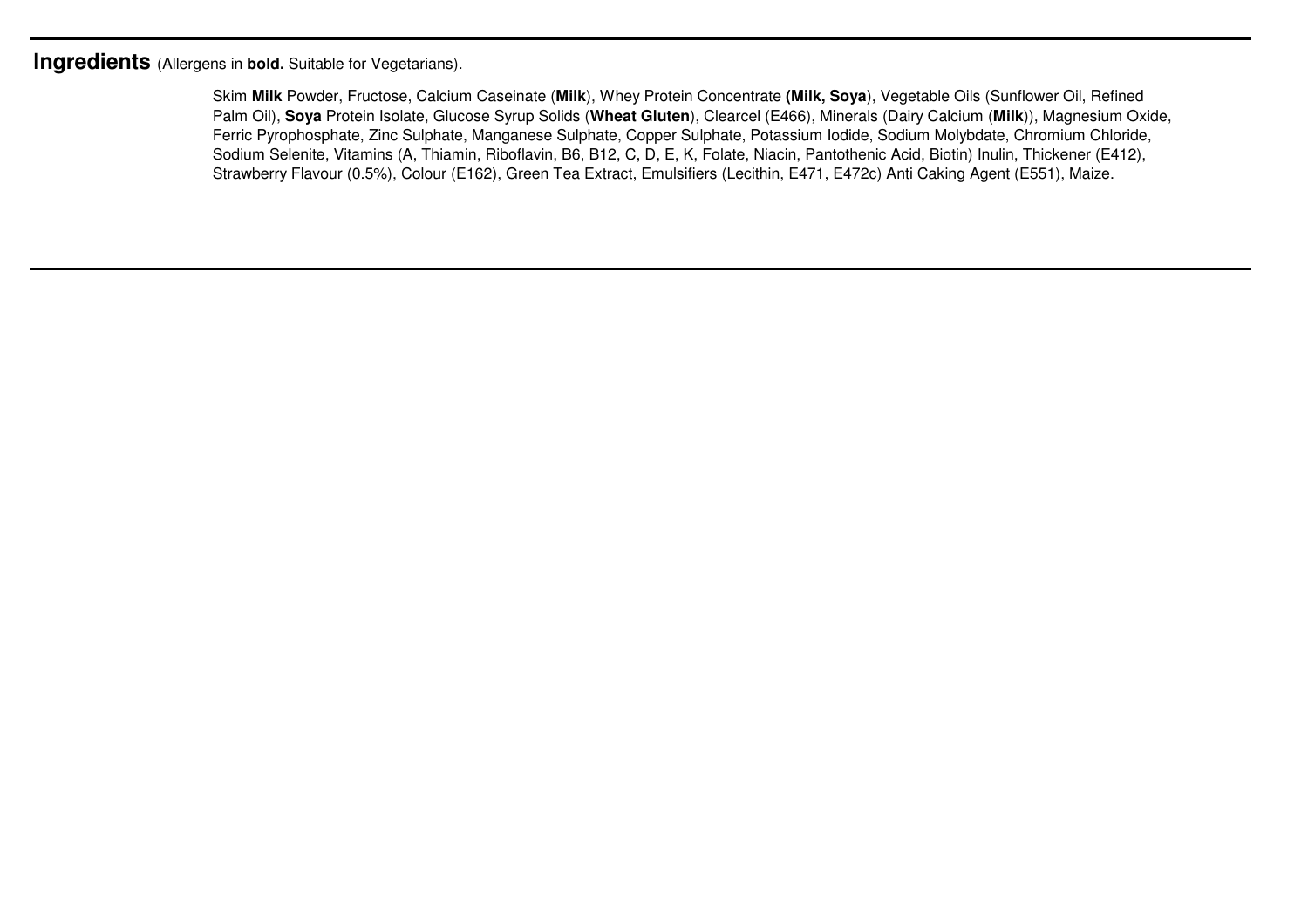**Ingredients** (Allergens in **bold.** Suitable for Vegetarians).

Skim **Milk** Powder, Fructose, Calcium Caseinate (**Milk**), Whey Protein Concentrate **(Milk, Soya**), Vegetable Oils (Sunflower Oil, Refined Palm Oil), **Soya** Protein Isolate, Glucose Syrup Solids (**Wheat Gluten**), Clearcel (E466), Minerals (Dairy Calcium (**Milk**)), Magnesium Oxide, Ferric Pyrophosphate, Zinc Sulphate, Manganese Sulphate, Copper Sulphate, Potassium Iodide, Sodium Molybdate, Chromium Chloride, Sodium Selenite, Vitamins (A, Thiamin, Riboflavin, B6, B12, C, D, E, K, Folate, Niacin, Pantothenic Acid, Biotin) Inulin, Thickener (E412), Strawberry Flavour (0.5%), Colour (E162), Green Tea Extract, Emulsifiers (Lecithin, E471, E472c) Anti Caking Agent (E551), Maize.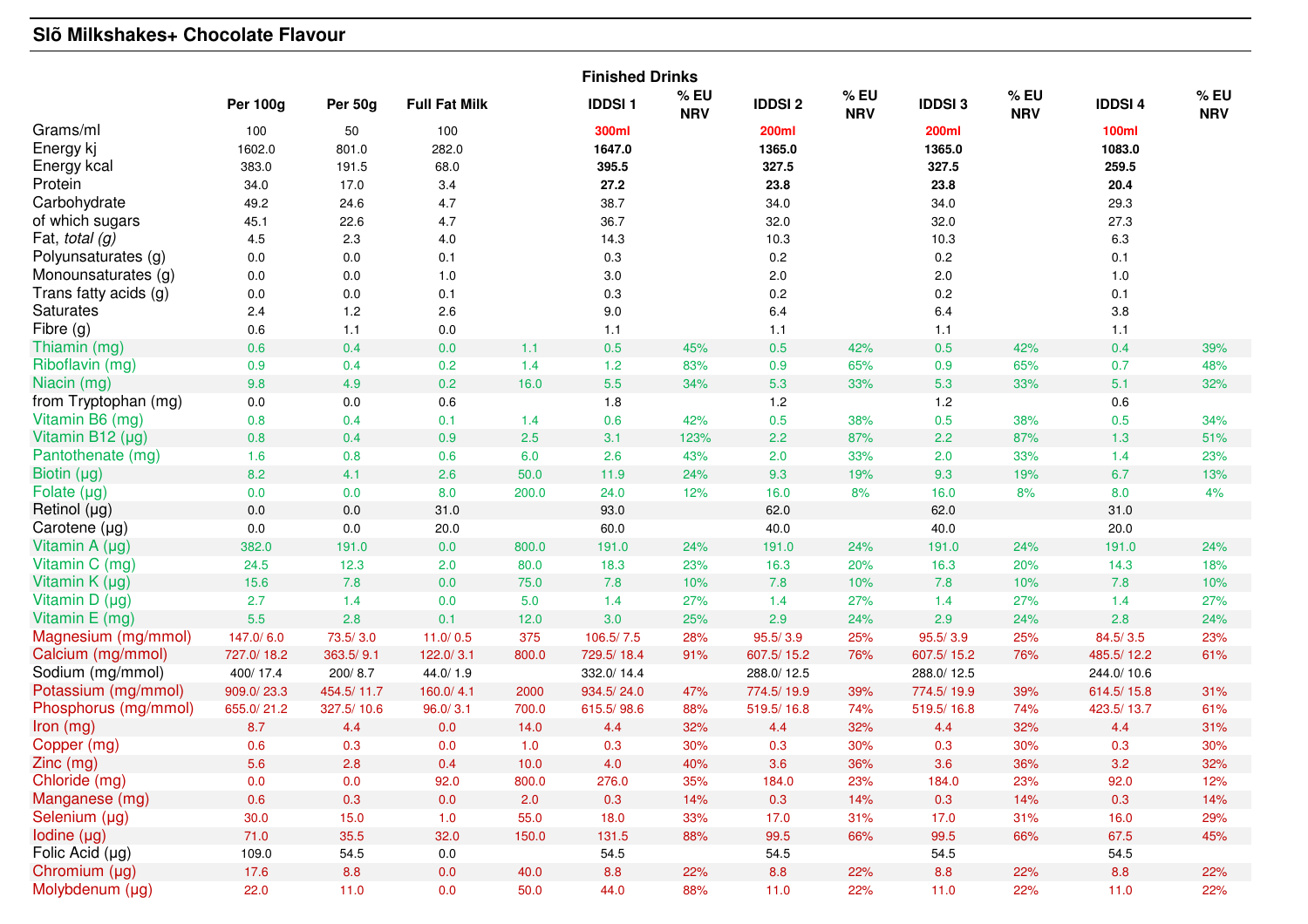## Slõ Milkshakes+ Chocolate Flavour

| | Per 100g | Per 50g | Full Fat Milk | | IDDSI 1 | % EU NRV | IDDSI 2 | % EU NRV | IDDSI 3 | % EU NRV | IDDSI 4 | % EU NRV |
|---|---|---|---|---|---|---|---|---|---|---|---|---|
| | | | | | Finished Drinks | | | | | | | |
| Grams/ml | 100 | 50 | 100 | | **300ml** | | **200ml** | | **200ml** | | **100ml** | |
| Energy kj | 1602.0 | 801.0 | 282.0 | | **1647.0** | | **1365.0** | | **1365.0** | | **1083.0** | |
| Energy kcal | 383.0 | 191.5 | 68.0 | | **395.5** | | **327.5** | | **327.5** | | **259.5** | |
| Protein | 34.0 | 17.0 | 3.4 | | **27.2** | | **23.8** | | **23.8** | | **20.4** | |
| Carbohydrate | 49.2 | 24.6 | 4.7 | | 38.7 | | 34.0 | | 34.0 | | 29.3 | |
| of which sugars | 45.1 | 22.6 | 4.7 | | 36.7 | | 32.0 | | 32.0 | | 27.3 | |
| Fat, *total (g)* | 4.5 | 2.3 | 4.0 | | 14.3 | | 10.3 | | 10.3 | | 6.3 | |
| Polyunsaturates (g) | 0.0 | 0.0 | 0.1 | | 0.3 | | 0.2 | | 0.2 | | 0.1 | |
| Monounsaturates (g) | 0.0 | 0.0 | 1.0 | | 3.0 | | 2.0 | | 2.0 | | 1.0 | |
| Trans fatty acids (g) | 0.0 | 0.0 | 0.1 | | 0.3 | | 0.2 | | 0.2 | | 0.1 | |
| Saturates | 2.4 | 1.2 | 2.6 | | 9.0 | | 6.4 | | 6.4 | | 3.8 | |
| Fibre (g) | 0.6 | 1.1 | 0.0 | | 1.1 | | 1.1 | | 1.1 | | 1.1 | |
| Thiamin (mg) | 0.6 | 0.4 | 0.0 | 1.1 | 0.5 | 45% | 0.5 | 42% | 0.5 | 42% | 0.4 | 39% |
| Riboflavin (mg) | 0.9 | 0.4 | 0.2 | 1.4 | 1.2 | 83% | 0.9 | 65% | 0.9 | 65% | 0.7 | 48% |
| Niacin (mg) | 9.8 | 4.9 | 0.2 | 16.0 | 5.5 | 34% | 5.3 | 33% | 5.3 | 33% | 5.1 | 32% |
| from Tryptophan (mg) | 0.0 | 0.0 | 0.6 | | 1.8 | | 1.2 | | 1.2 | | 0.6 | |
| Vitamin B6 (mg) | 0.8 | 0.4 | 0.1 | 1.4 | 0.6 | 42% | 0.5 | 38% | 0.5 | 38% | 0.5 | 34% |
| Vitamin B12 (µg) | 0.8 | 0.4 | 0.9 | 2.5 | 3.1 | 123% | 2.2 | 87% | 2.2 | 87% | 1.3 | 51% |
| Pantothenate (mg) | 1.6 | 0.8 | 0.6 | 6.0 | 2.6 | 43% | 2.0 | 33% | 2.0 | 33% | 1.4 | 23% |
| Biotin (µg) | 8.2 | 4.1 | 2.6 | 50.0 | 11.9 | 24% | 9.3 | 19% | 9.3 | 19% | 6.7 | 13% |
| Folate (µg) | 0.0 | 0.0 | 8.0 | 200.0 | 24.0 | 12% | 16.0 | 8% | 16.0 | 8% | 8.0 | 4% |
| Retinol (µg) | 0.0 | 0.0 | 31.0 | | 93.0 | | 62.0 | | 62.0 | | 31.0 | |
| Carotene (µg) | 0.0 | 0.0 | 20.0 | | 60.0 | | 40.0 | | 40.0 | | 20.0 | |
| Vitamin A (µg) | 382.0 | 191.0 | 0.0 | 800.0 | 191.0 | 24% | 191.0 | 24% | 191.0 | 24% | 191.0 | 24% |
| Vitamin C (mg) | 24.5 | 12.3 | 2.0 | 80.0 | 18.3 | 23% | 16.3 | 20% | 16.3 | 20% | 14.3 | 18% |
| Vitamin K (µg) | 15.6 | 7.8 | 0.0 | 75.0 | 7.8 | 10% | 7.8 | 10% | 7.8 | 10% | 7.8 | 10% |
| Vitamin D (µg) | 2.7 | 1.4 | 0.0 | 5.0 | 1.4 | 27% | 1.4 | 27% | 1.4 | 27% | 1.4 | 27% |
| Vitamin E (mg) | 5.5 | 2.8 | 0.1 | 12.0 | 3.0 | 25% | 2.9 | 24% | 2.9 | 24% | 2.8 | 24% |
| Magnesium (mg/mmol) | 147.0/ 6.0 | 73.5/ 3.0 | 11.0/ 0.5 | 375 | 106.5/ 7.5 | 28% | 95.5/ 3.9 | 25% | 95.5/ 3.9 | 25% | 84.5/ 3.5 | 23% |
| Calcium (mg/mmol) | 727.0/ 18.2 | 363.5/ 9.1 | 122.0/ 3.1 | 800.0 | 729.5/ 18.4 | 91% | 607.5/ 15.2 | 76% | 607.5/ 15.2 | 76% | 485.5/ 12.2 | 61% |
| Sodium (mg/mmol) | 400/ 17.4 | 200/ 8.7 | 44.0/ 1.9 | | 332.0/ 14.4 | | 288.0/ 12.5 | | 288.0/ 12.5 | | 244.0/ 10.6 | |
| Potassium (mg/mmol) | 909.0/ 23.3 | 454.5/ 11.7 | 160.0/ 4.1 | 2000 | 934.5/ 24.0 | 47% | 774.5/ 19.9 | 39% | 774.5/ 19.9 | 39% | 614.5/ 15.8 | 31% |
| Phosphorus (mg/mmol) | 655.0/ 21.2 | 327.5/ 10.6 | 96.0/ 3.1 | 700.0 | 615.5/ 98.6 | 88% | 519.5/ 16.8 | 74% | 519.5/ 16.8 | 74% | 423.5/ 13.7 | 61% |
| Iron (mg) | 8.7 | 4.4 | 0.0 | 14.0 | 4.4 | 32% | 4.4 | 32% | 4.4 | 32% | 4.4 | 31% |
| Copper (mg) | 0.6 | 0.3 | 0.0 | 1.0 | 0.3 | 30% | 0.3 | 30% | 0.3 | 30% | 0.3 | 30% |
| Zinc (mg) | 5.6 | 2.8 | 0.4 | 10.0 | 4.0 | 40% | 3.6 | 36% | 3.6 | 36% | 3.2 | 32% |
| Chloride (mg) | 0.0 | 0.0 | 92.0 | 800.0 | 276.0 | 35% | 184.0 | 23% | 184.0 | 23% | 92.0 | 12% |
| Manganese (mg) | 0.6 | 0.3 | 0.0 | 2.0 | 0.3 | 14% | 0.3 | 14% | 0.3 | 14% | 0.3 | 14% |
| Selenium (µg) | 30.0 | 15.0 | 1.0 | 55.0 | 18.0 | 33% | 17.0 | 31% | 17.0 | 31% | 16.0 | 29% |
| Iodine (µg) | 71.0 | 35.5 | 32.0 | 150.0 | 131.5 | 88% | 99.5 | 66% | 99.5 | 66% | 67.5 | 45% |
| Folic Acid (µg) | 109.0 | 54.5 | 0.0 | | 54.5 | | 54.5 | | 54.5 | | 54.5 | |
| Chromium (µg) | 17.6 | 8.8 | 0.0 | 40.0 | 8.8 | 22% | 8.8 | 22% | 8.8 | 22% | 8.8 | 22% |
| Molybdenum (µg) | 22.0 | 11.0 | 0.0 | 50.0 | 44.0 | 88% | 11.0 | 22% | 11.0 | 22% | 11.0 | 22% |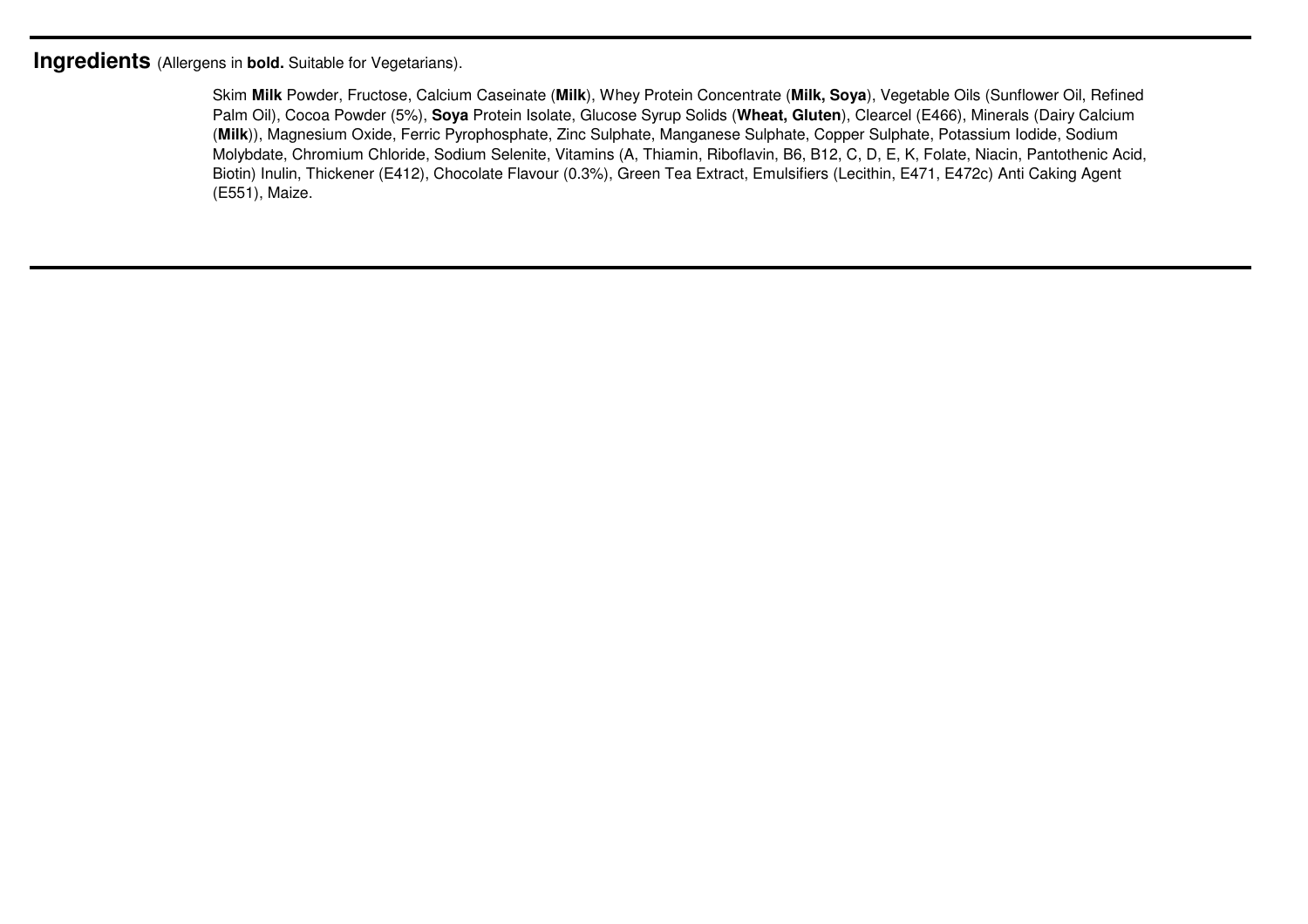**Ingredients** (Allergens in **bold.** Suitable for Vegetarians).

Skim **Milk** Powder, Fructose, Calcium Caseinate (**Milk**), Whey Protein Concentrate (**Milk, Soya**), Vegetable Oils (Sunflower Oil, Refined Palm Oil), Cocoa Powder (5%), **Soya** Protein Isolate, Glucose Syrup Solids (**Wheat, Gluten**), Clearcel (E466), Minerals (Dairy Calcium (**Milk**)), Magnesium Oxide, Ferric Pyrophosphate, Zinc Sulphate, Manganese Sulphate, Copper Sulphate, Potassium Iodide, Sodium Molybdate, Chromium Chloride, Sodium Selenite, Vitamins (A, Thiamin, Riboflavin, B6, B12, C, D, E, K, Folate, Niacin, Pantothenic Acid, Biotin) Inulin, Thickener (E412), Chocolate Flavour (0.3%), Green Tea Extract, Emulsifiers (Lecithin, E471, E472c) Anti Caking Agent (E551), Maize.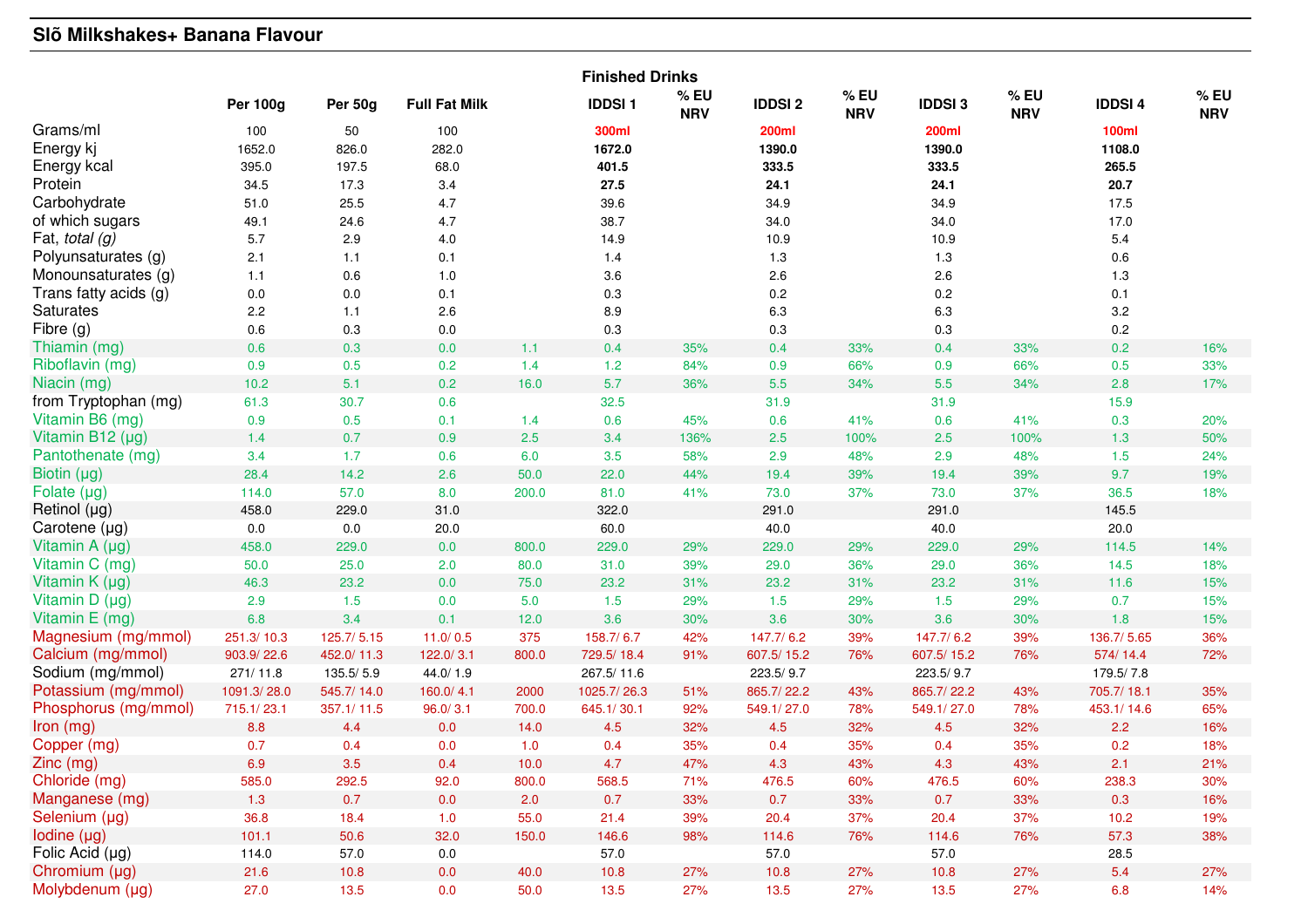## Slõ Milkshakes+ Banana Flavour

| | Per 100g | Per 50g | Full Fat Milk | | IDDSI 1 | % EU NRV | IDDSI 2 | % EU NRV | IDDSI 3 | % EU NRV | IDDSI 4 | % EU NRV |
|---|---|---|---|---|---|---|---|---|---|---|---|---|
| | | | | | Finished Drinks | | | | | | | |
| Grams/ml | 100 | 50 | 100 | | **300ml** | | **200ml** | | **200ml** | | **100ml** | |
| Energy kj | 1652.0 | 826.0 | 282.0 | | **1672.0** | | **1390.0** | | **1390.0** | | **1108.0** | |
| Energy kcal | 395.0 | 197.5 | 68.0 | | **401.5** | | **333.5** | | **333.5** | | **265.5** | |
| Protein | 34.5 | 17.3 | 3.4 | | **27.5** | | **24.1** | | **24.1** | | **20.7** | |
| Carbohydrate | 51.0 | 25.5 | 4.7 | | 39.6 | | 34.9 | | 34.9 | | 17.5 | |
| of which sugars | 49.1 | 24.6 | 4.7 | | 38.7 | | 34.0 | | 34.0 | | 17.0 | |
| Fat, *total (g)* | 5.7 | 2.9 | 4.0 | | 14.9 | | 10.9 | | 10.9 | | 5.4 | |
| Polyunsaturates (g) | 2.1 | 1.1 | 0.1 | | 1.4 | | 1.3 | | 1.3 | | 0.6 | |
| Monounsaturates (g) | 1.1 | 0.6 | 1.0 | | 3.6 | | 2.6 | | 2.6 | | 1.3 | |
| Trans fatty acids (g) | 0.0 | 0.0 | 0.1 | | 0.3 | | 0.2 | | 0.2 | | 0.1 | |
| Saturates | 2.2 | 1.1 | 2.6 | | 8.9 | | 6.3 | | 6.3 | | 3.2 | |
| Fibre (g) | 0.6 | 0.3 | 0.0 | | 0.3 | | 0.3 | | 0.3 | | 0.2 | |
| Thiamin (mg) | 0.6 | 0.3 | 0.0 | 1.1 | 0.4 | 35% | 0.4 | 33% | 0.4 | 33% | 0.2 | 16% |
| Riboflavin (mg) | 0.9 | 0.5 | 0.2 | 1.4 | 1.2 | 84% | 0.9 | 66% | 0.9 | 66% | 0.5 | 33% |
| Niacin (mg) | 10.2 | 5.1 | 0.2 | 16.0 | 5.7 | 36% | 5.5 | 34% | 5.5 | 34% | 2.8 | 17% |
| from Tryptophan (mg) | 61.3 | 30.7 | 0.6 | | 32.5 | | 31.9 | | 31.9 | | 15.9 | |
| Vitamin B6 (mg) | 0.9 | 0.5 | 0.1 | 1.4 | 0.6 | 45% | 0.6 | 41% | 0.6 | 41% | 0.3 | 20% |
| Vitamin B12 (µg) | 1.4 | 0.7 | 0.9 | 2.5 | 3.4 | 136% | 2.5 | 100% | 2.5 | 100% | 1.3 | 50% |
| Pantothenate (mg) | 3.4 | 1.7 | 0.6 | 6.0 | 3.5 | 58% | 2.9 | 48% | 2.9 | 48% | 1.5 | 24% |
| Biotin (µg) | 28.4 | 14.2 | 2.6 | 50.0 | 22.0 | 44% | 19.4 | 39% | 19.4 | 39% | 9.7 | 19% |
| Folate (µg) | 114.0 | 57.0 | 8.0 | 200.0 | 81.0 | 41% | 73.0 | 37% | 73.0 | 37% | 36.5 | 18% |
| Retinol (µg) | 458.0 | 229.0 | 31.0 | | 322.0 | | 291.0 | | 291.0 | | 145.5 | |
| Carotene (µg) | 0.0 | 0.0 | 20.0 | | 60.0 | | 40.0 | | 40.0 | | 20.0 | |
| Vitamin A (µg) | 458.0 | 229.0 | 0.0 | 800.0 | 229.0 | 29% | 229.0 | 29% | 229.0 | 29% | 114.5 | 14% |
| Vitamin C (mg) | 50.0 | 25.0 | 2.0 | 80.0 | 31.0 | 39% | 29.0 | 36% | 29.0 | 36% | 14.5 | 18% |
| Vitamin K (µg) | 46.3 | 23.2 | 0.0 | 75.0 | 23.2 | 31% | 23.2 | 31% | 23.2 | 31% | 11.6 | 15% |
| Vitamin D (µg) | 2.9 | 1.5 | 0.0 | 5.0 | 1.5 | 29% | 1.5 | 29% | 1.5 | 29% | 0.7 | 15% |
| Vitamin E (mg) | 6.8 | 3.4 | 0.1 | 12.0 | 3.6 | 30% | 3.6 | 30% | 3.6 | 30% | 1.8 | 15% |
| Magnesium (mg/mmol) | 251.3/ 10.3 | 125.7/ 5.15 | 11.0/ 0.5 | 375 | 158.7/ 6.7 | 42% | 147.7/ 6.2 | 39% | 147.7/ 6.2 | 39% | 136.7/ 5.65 | 36% |
| Calcium (mg/mmol) | 903.9/ 22.6 | 452.0/ 11.3 | 122.0/ 3.1 | 800.0 | 729.5/ 18.4 | 91% | 607.5/ 15.2 | 76% | 607.5/ 15.2 | 76% | 574/ 14.4 | 72% |
| Sodium (mg/mmol) | 271/ 11.8 | 135.5/ 5.9 | 44.0/ 1.9 | | 267.5/ 11.6 | | 223.5/ 9.7 | | 223.5/ 9.7 | | 179.5/ 7.8 | |
| Potassium (mg/mmol) | 1091.3/ 28.0 | 545.7/ 14.0 | 160.0/ 4.1 | 2000 | 1025.7/ 26.3 | 51% | 865.7/ 22.2 | 43% | 865.7/ 22.2 | 43% | 705.7/ 18.1 | 35% |
| Phosphorus (mg/mmol) | 715.1/ 23.1 | 357.1/ 11.5 | 96.0/ 3.1 | 700.0 | 645.1/ 30.1 | 92% | 549.1/ 27.0 | 78% | 549.1/ 27.0 | 78% | 453.1/ 14.6 | 65% |
| Iron (mg) | 8.8 | 4.4 | 0.0 | 14.0 | 4.5 | 32% | 4.5 | 32% | 4.5 | 32% | 2.2 | 16% |
| Copper (mg) | 0.7 | 0.4 | 0.0 | 1.0 | 0.4 | 35% | 0.4 | 35% | 0.4 | 35% | 0.2 | 18% |
| Zinc (mg) | 6.9 | 3.5 | 0.4 | 10.0 | 4.7 | 47% | 4.3 | 43% | 4.3 | 43% | 2.1 | 21% |
| Chloride (mg) | 585.0 | 292.5 | 92.0 | 800.0 | 568.5 | 71% | 476.5 | 60% | 476.5 | 60% | 238.3 | 30% |
| Manganese (mg) | 1.3 | 0.7 | 0.0 | 2.0 | 0.7 | 33% | 0.7 | 33% | 0.7 | 33% | 0.3 | 16% |
| Selenium (µg) | 36.8 | 18.4 | 1.0 | 55.0 | 21.4 | 39% | 20.4 | 37% | 20.4 | 37% | 10.2 | 19% |
| Iodine (µg) | 101.1 | 50.6 | 32.0 | 150.0 | 146.6 | 98% | 114.6 | 76% | 114.6 | 76% | 57.3 | 38% |
| Folic Acid (µg) | 114.0 | 57.0 | 0.0 | | 57.0 | | 57.0 | | 57.0 | | 28.5 | |
| Chromium (µg) | 21.6 | 10.8 | 0.0 | 40.0 | 10.8 | 27% | 10.8 | 27% | 10.8 | 27% | 5.4 | 27% |
| Molybdenum (µg) | 27.0 | 13.5 | 0.0 | 50.0 | 13.5 | 27% | 13.5 | 27% | 13.5 | 27% | 6.8 | 14% |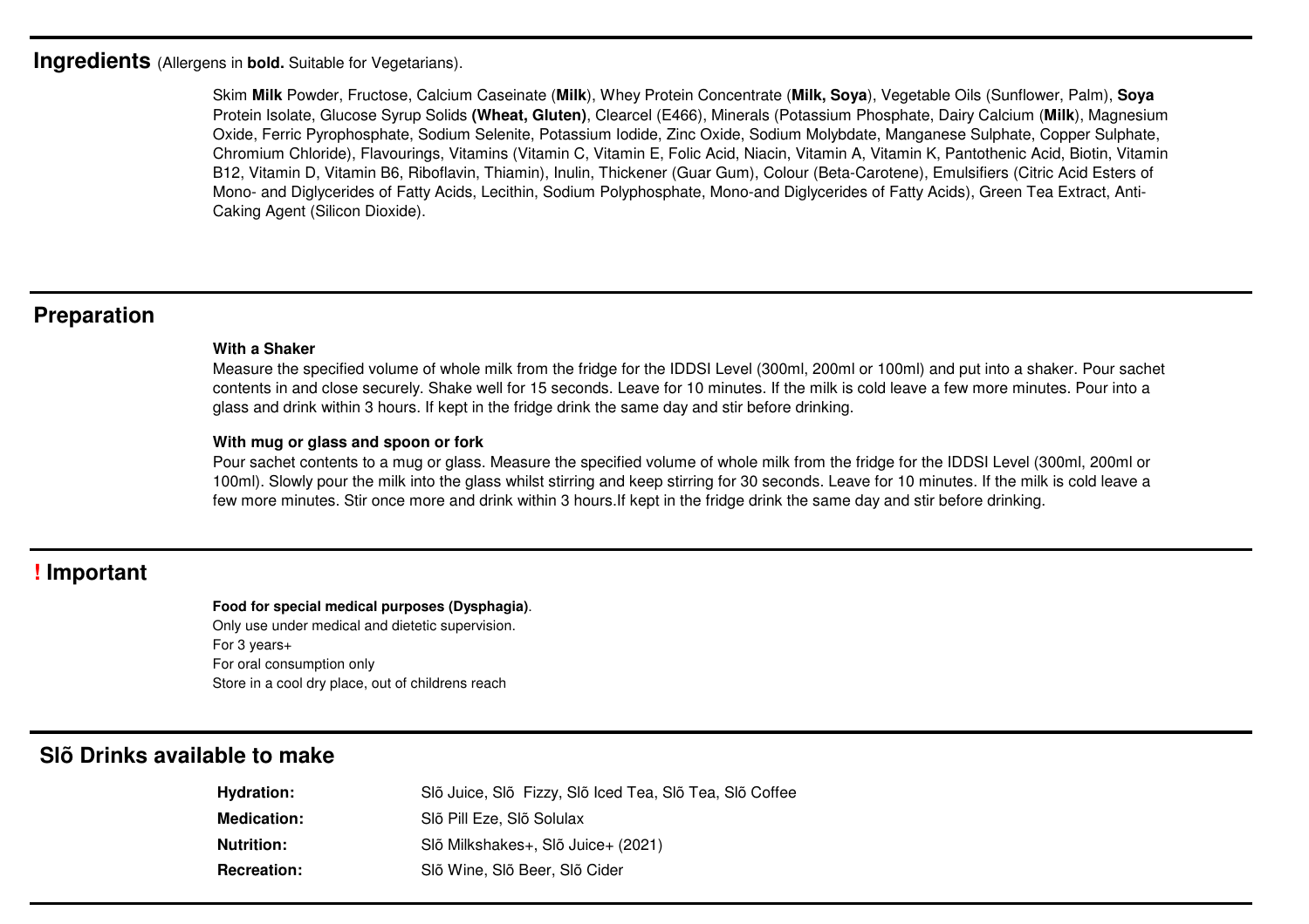## Ingredients (Allergens in **bold.** Suitable for Vegetarians).

Skim **Milk** Powder, Fructose, Calcium Caseinate (**Milk**), Whey Protein Concentrate (**Milk, Soya**), Vegetable Oils (Sunflower, Palm), **Soya** Protein Isolate, Glucose Syrup Solids **(Wheat, Gluten)**, Clearcel (E466), Minerals (Potassium Phosphate, Dairy Calcium (**Milk**), Magnesium Oxide, Ferric Pyrophosphate, Sodium Selenite, Potassium Iodide, Zinc Oxide, Sodium Molybdate, Manganese Sulphate, Copper Sulphate, Chromium Chloride), Flavourings, Vitamins (Vitamin C, Vitamin E, Folic Acid, Niacin, Vitamin A, Vitamin K, Pantothenic Acid, Biotin, Vitamin B12, Vitamin D, Vitamin B6, Riboflavin, Thiamin), Inulin, Thickener (Guar Gum), Colour (Beta-Carotene), Emulsifiers (Citric Acid Esters of Mono- and Diglycerides of Fatty Acids, Lecithin, Sodium Polyphosphate, Mono-and Diglycerides of Fatty Acids), Green Tea Extract, Anti-Caking Agent (Silicon Dioxide).

## Preparation

**With a Shaker**

Measure the specified volume of whole milk from the fridge for the IDDSI Level (300ml, 200ml or 100ml) and put into a shaker. Pour sachet contents in and close securely. Shake well for 15 seconds. Leave for 10 minutes. If the milk is cold leave a few more minutes. Pour into a glass and drink within 3 hours. If kept in the fridge drink the same day and stir before drinking.

**With mug or glass and spoon or fork**

Pour sachet contents to a mug or glass. Measure the specified volume of whole milk from the fridge for the IDDSI Level (300ml, 200ml or 100ml). Slowly pour the milk into the glass whilst stirring and keep stirring for 30 seconds. Leave for 10 minutes. If the milk is cold leave a few more minutes. Stir once more and drink within 3 hours.If kept in the fridge drink the same day and stir before drinking.

## ! Important

**Food for special medical purposes (Dysphagia)**.
Only use under medical and dietetic supervision.
For 3 years+
For oral consumption only
Store in a cool dry place, out of childrens reach

## Slõ Drinks available to make

| | |
|---|---|
| **Hydration:** | Slõ Juice, Slõ Fizzy, Slõ Iced Tea, Slõ Tea, Slõ Coffee |
| **Medication:** | Slõ Pill Eze, Slõ Solulax |
| **Nutrition:** | Slõ Milkshakes+, Slõ Juice+ (2021) |
| **Recreation:** | Slõ Wine, Slõ Beer, Slõ Cider |